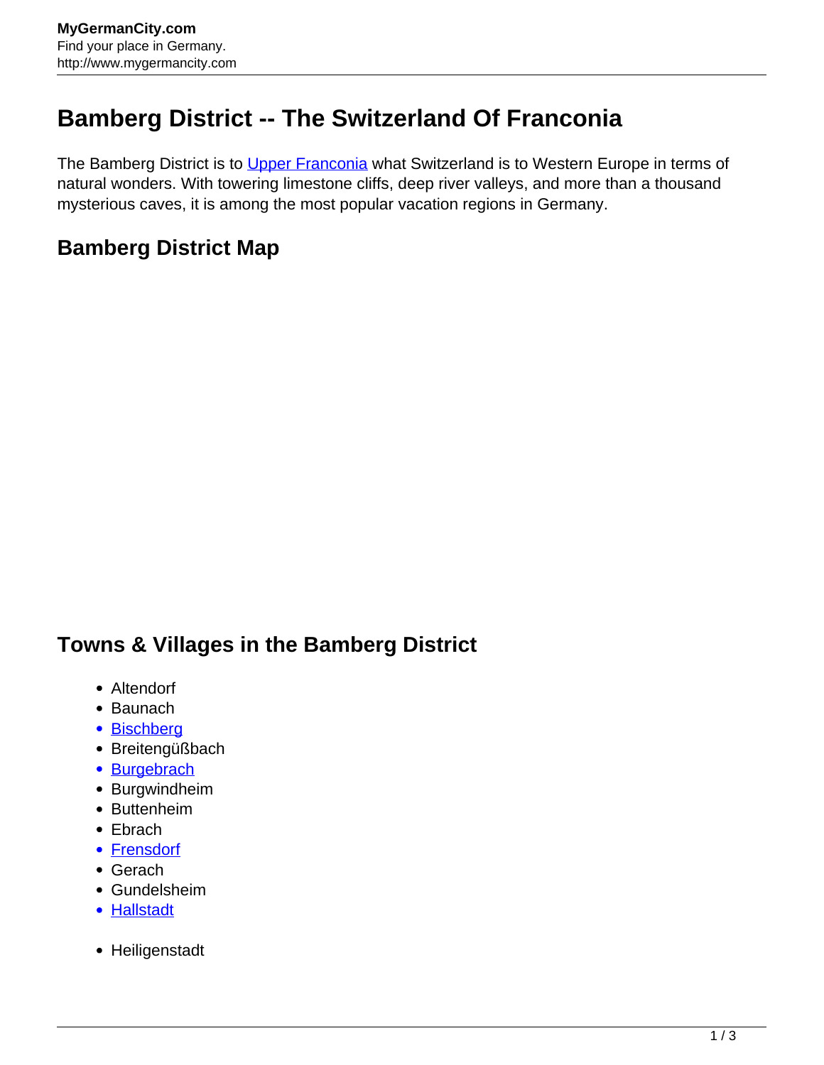# Bamberg District -- The Switzerland Of Franconia

The Bamberg District is to Upper Franconia what Switzerland is to Western Europe in terms of natural wonders. With towering limestone cliffs, deep river valleys, and more than a thousand mysterious caves, it is among the most popular vacation regions in Germany.

## Bamberg District Map

## Towns & Villages in the Bamberg District

- Altendorf
- Baunach
- Bischberg
- Breitengüßbach
- Burgebrach
- Burgwindheim
- Buttenheim
- Ebrach
- Frensdorf
- Gerach
- Gundelsheim
- Hallstadt
- Heiligenstadt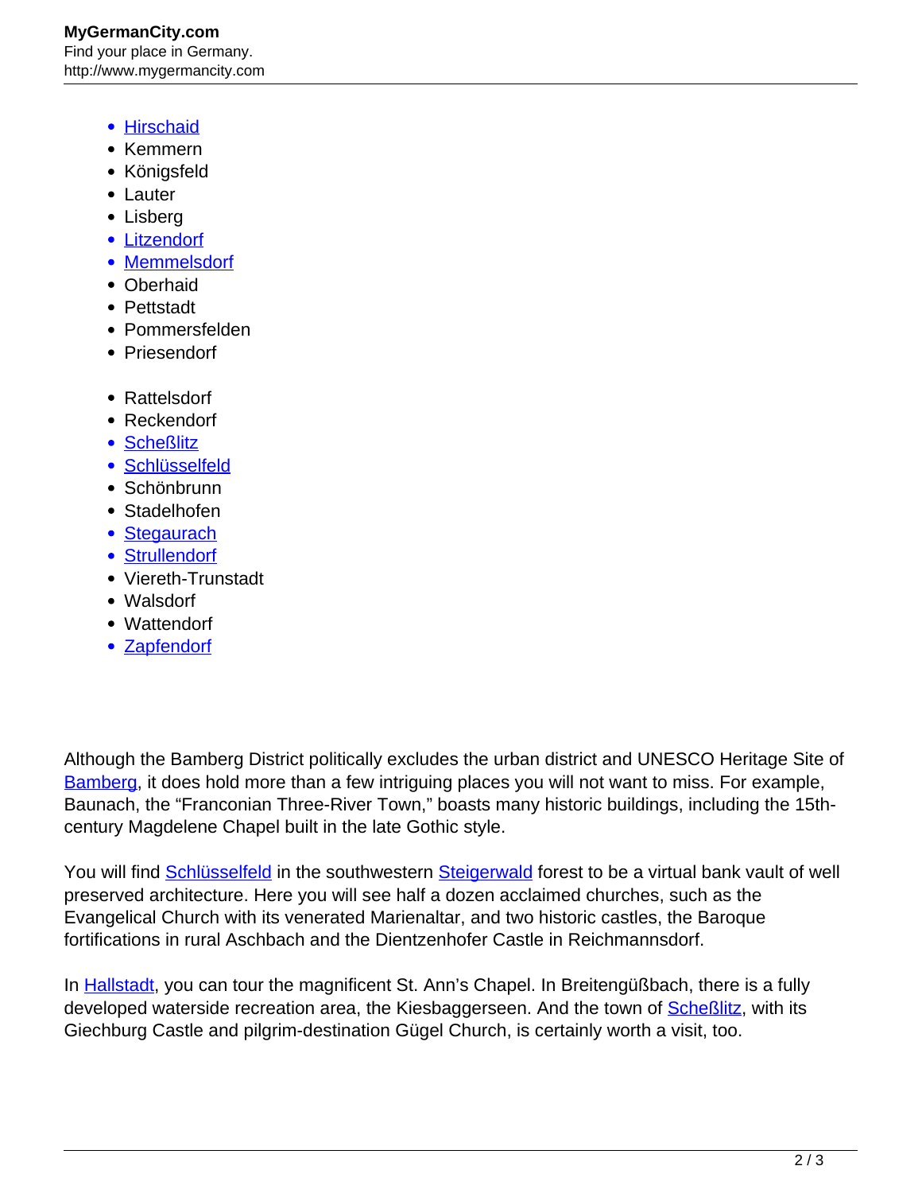- Hirschaid
- Kemmern
- Königsfeld
- Lauter
- Lisberg
- Litzendorf
- Memmelsdorf
- Oberhaid
- Pettstadt
- Pommersfelden
- Priesendorf

- Rattelsdorf
- Reckendorf
- Scheßlitz
- Schlüsselfeld
- Schönbrunn
- Stadelhofen
- Stegaurach
- Strullendorf
- Viereth-Trunstadt
- Walsdorf
- Wattendorf
- Zapfendorf

Although the Bamberg District politically excludes the urban district and UNESCO Heritage Site of Bamberg, it does hold more than a few intriguing places you will not want to miss. For example, Baunach, the "Franconian Three-River Town," boasts many historic buildings, including the 15th-century Magdelene Chapel built in the late Gothic style.

You will find Schlüsselfeld in the southwestern Steigerwald forest to be a virtual bank vault of well preserved architecture. Here you will see half a dozen acclaimed churches, such as the Evangelical Church with its venerated Marienaltar, and two historic castles, the Baroque fortifications in rural Aschbach and the Dientzenhofer Castle in Reichmannsdorf.

In Hallstadt, you can tour the magnificent St. Ann's Chapel. In Breitengüßbach, there is a fully developed waterside recreation area, the Kiesbaggerseen. And the town of Scheßlitz, with its Giechburg Castle and pilgrim-destination Gügel Church, is certainly worth a visit, too.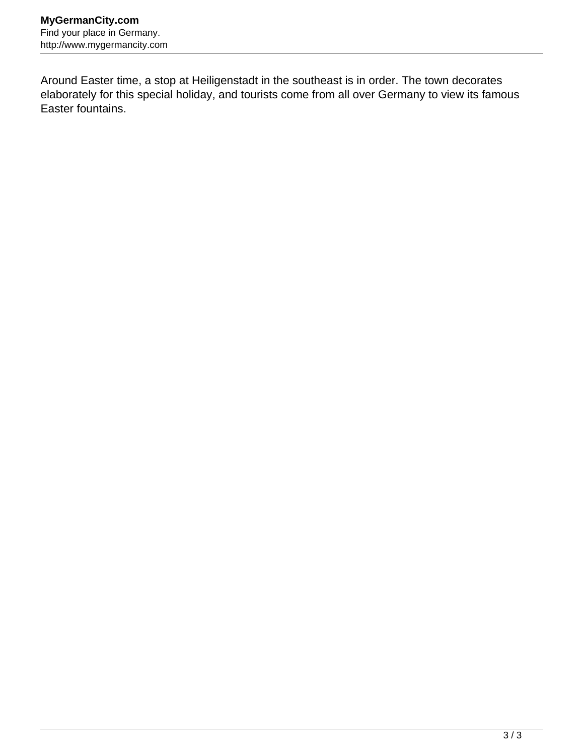Around Easter time, a stop at Heiligenstadt in the southeast is in order. The town decorates elaborately for this special holiday, and tourists come from all over Germany to view its famous Easter fountains.